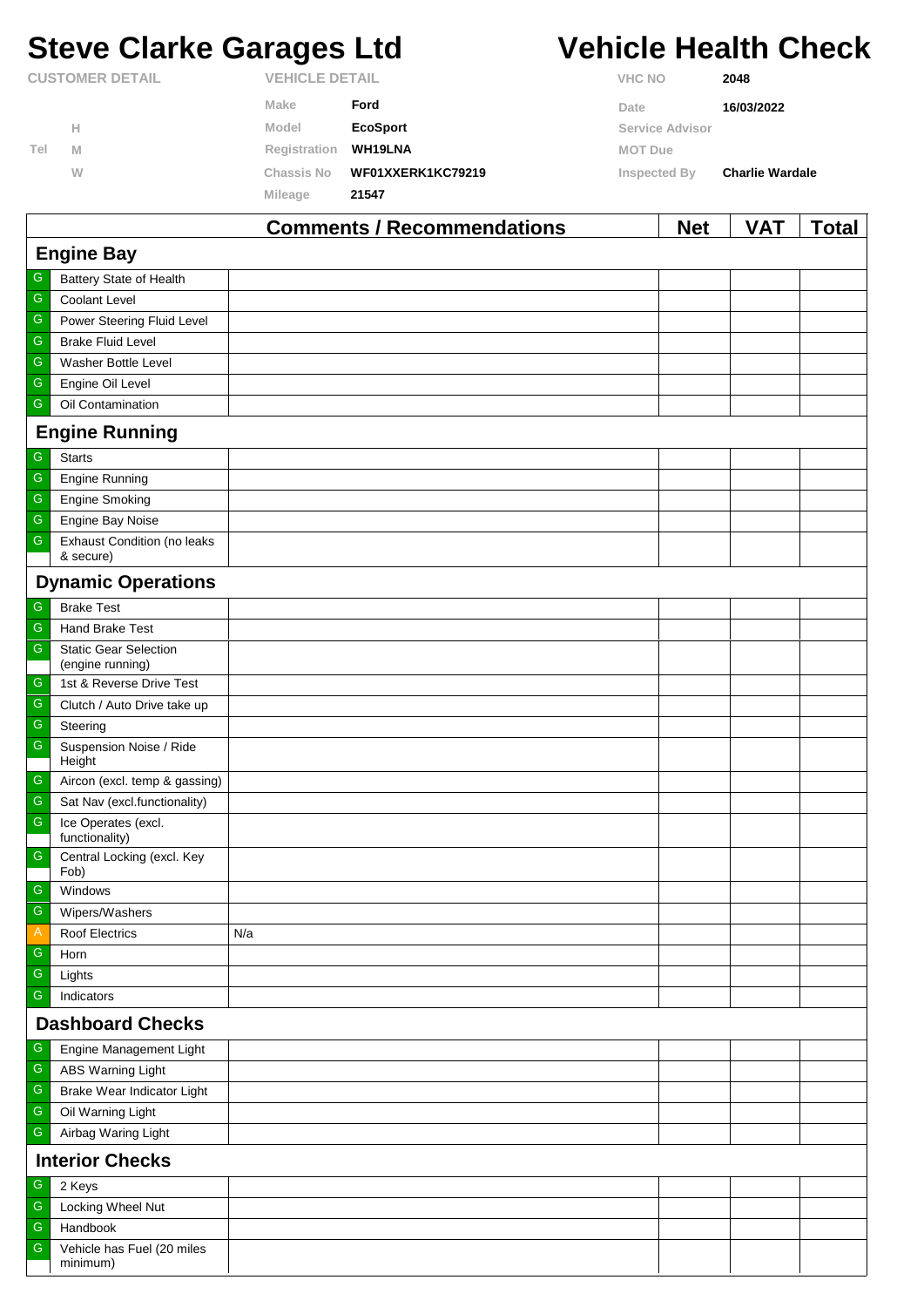# Steve Clarke Garages Ltd

# Vehicle Health Check

| CUSTOMER DETAIL | | VEHICLE DETAIL | | | |
|---|---|---|---|---|---|
| | | Make | Ford | VHC NO | 2048 |
| | H | Model | EcoSport | Date | 16/03/2022 |
| Tel | M | Registration | WH19LNA | Service Advisor | |
| | W | Chassis No | WF01XXERK1KC79219 | MOT Due | |
| | | Mileage | 21547 | Inspected By | Charlie Wardale |

| | | Comments / Recommendations | Net | VAT | Total |
|---|---|---|---|---|---|
| **Engine Bay** | | | | | |
| G | Battery State of Health | | | | |
| G | Coolant Level | | | | |
| G | Power Steering Fluid Level | | | | |
| G | Brake Fluid Level | | | | |
| G | Washer Bottle Level | | | | |
| G | Engine Oil Level | | | | |
| G | Oil Contamination | | | | |
| **Engine Running** | | | | | |
| G | Starts | | | | |
| G | Engine Running | | | | |
| G | Engine Smoking | | | | |
| G | Engine Bay Noise | | | | |
| G | Exhaust Condition (no leaks & secure) | | | | |
| **Dynamic Operations** | | | | | |
| G | Brake Test | | | | |
| G | Hand Brake Test | | | | |
| G | Static Gear Selection (engine running) | | | | |
| G | 1st & Reverse Drive Test | | | | |
| G | Clutch / Auto Drive take up | | | | |
| G | Steering | | | | |
| G | Suspension Noise / Ride Height | | | | |
| G | Aircon (excl. temp & gassing) | | | | |
| G | Sat Nav (excl.functionality) | | | | |
| G | Ice Operates (excl. functionality) | | | | |
| G | Central Locking (excl. Key Fob) | | | | |
| G | Windows | | | | |
| G | Wipers/Washers | | | | |
| A | Roof Electrics | N/a | | | |
| G | Horn | | | | |
| G | Lights | | | | |
| G | Indicators | | | | |
| **Dashboard Checks** | | | | | |
| G | Engine Management Light | | | | |
| G | ABS Warning Light | | | | |
| G | Brake Wear Indicator Light | | | | |
| G | Oil Warning Light | | | | |
| G | Airbag Waring Light | | | | |
| **Interior Checks** | | | | | |
| G | 2 Keys | | | | |
| G | Locking Wheel Nut | | | | |
| G | Handbook | | | | |
| G | Vehicle has Fuel (20 miles minimum) | | | | |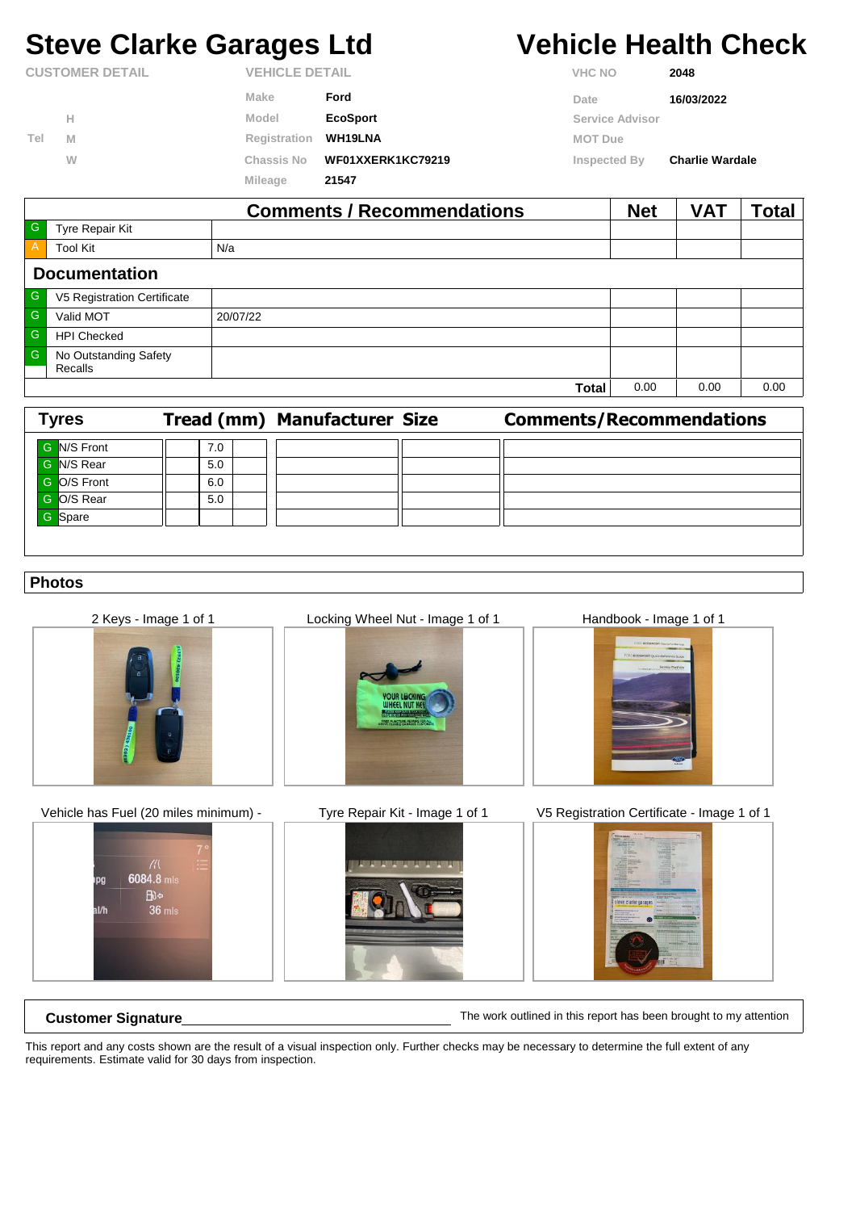# Steve Clarke Garages Ltd

# Vehicle Health Check

| CUSTOMER DETAIL | | VEHICLE DETAIL | | | |
|---|---|---|---|---|---|
| | | Make | Ford | VHC NO | 2048 |
| | H | Model | EcoSport | Date | 16/03/2022 |
| Tel | M | Registration | WH19LNA | Service Advisor | |
| | W | Chassis No | WF01XXERK1KC79219 | MOT Due | |
| | | Mileage | 21547 | Inspected By | Charlie Wardale |

| | | Comments / Recommendations | Net | VAT | Total |
|---|---|---|---|---|---|
| G | Tyre Repair Kit | | | | |
| A | Tool Kit | N/a | | | |
| | **Documentation** | | | | |
| G | V5 Registration Certificate | | | | |
| G | Valid MOT | 20/07/22 | | | |
| G | HPI Checked | | | | |
| G | No Outstanding Safety Recalls | | | | |
| | | **Total** | 0.00 | 0.00 | 0.00 |

| | Tyres | Tread (mm) | | Manufacturer | Size | Comments/Recommendations |
|---|---|---|---|---|---|---|
| G | N/S Front | 7.0 | | | | |
| G | N/S Rear | 5.0 | | | | |
| G | O/S Front | 6.0 | | | | |
| G | O/S Rear | 5.0 | | | | |
| G | Spare | | | | | |

## Photos

2 Keys - Image 1 of 1

Locking Wheel Nut - Image 1 of 1

Handbook - Image 1 of 1

Vehicle has Fuel (20 miles minimum) -

Tyre Repair Kit - Image 1 of 1

V5 Registration Certificate - Image 1 of 1

**Customer Signature**\_\_\_\_\_\_\_\_\_\_\_\_\_\_\_\_\_\_\_\_\_\_\_\_\_\_\_\_ The work outlined in this report has been brought to my attention

This report and any costs shown are the result of a visual inspection only. Further checks may be necessary to determine the full extent of any requirements. Estimate valid for 30 days from inspection.